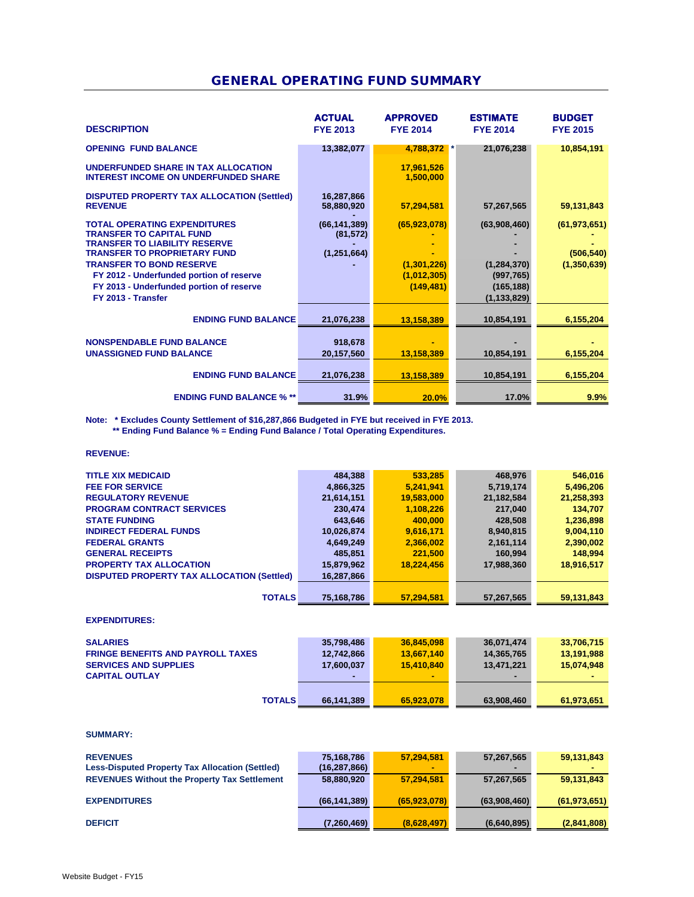# GENERAL OPERATING FUND SUMMARY

| DESCRIPTION | ACTUAL FYE 2013 | APPROVED FYE 2014 | ESTIMATE FYE 2014 | BUDGET FYE 2015 |
|---|---|---|---|---|
| OPENING FUND BALANCE | 13,382,077 | 4,788,372 * | 21,076,238 | 10,854,191 |
| UNDERFUNDED SHARE IN TAX ALLOCATION | | 17,961,526 | | |
| INTEREST INCOME ON UNDERFUNDED SHARE | | 1,500,000 | | |
| DISPUTED PROPERTY TAX ALLOCATION (Settled) | 16,287,866 | | | |
| REVENUE | 58,880,920 | 57,294,581 | 57,267,565 | 59,131,843 |
| TOTAL OPERATING EXPENDITURES | (66,141,389) | (65,923,078) | (63,908,460) | (61,973,651) |
| TRANSFER TO CAPITAL FUND | (81,572) | - | - | - |
| TRANSFER TO LIABILITY RESERVE | - | - | - | - |
| TRANSFER TO PROPRIETARY FUND | (1,251,664) | - | - | (506,540) |
| TRANSFER TO BOND RESERVE | - | (1,301,226) | (1,284,370) | (1,350,639) |
| FY 2012 - Underfunded portion of reserve | | (1,012,305) | (997,765) | |
| FY 2013 - Underfunded portion of reserve | | (149,481) | (165,188) | |
| FY 2013 - Transfer | | | (1,133,829) | |
| ENDING FUND BALANCE | 21,076,238 | 13,158,389 | 10,854,191 | 6,155,204 |
| NONSPENDABLE FUND BALANCE | 918,678 | - | - | - |
| UNASSIGNED FUND BALANCE | 20,157,560 | 13,158,389 | 10,854,191 | 6,155,204 |
| ENDING FUND BALANCE | 21,076,238 | 13,158,389 | 10,854,191 | 6,155,204 |
| ENDING FUND BALANCE % ** | 31.9% | 20.0% | 17.0% | 9.9% |

Note: * Excludes County Settlement of $16,287,866 Budgeted in FYE but received in FYE 2013.
** Ending Fund Balance % = Ending Fund Balance / Total Operating Expenditures.

**REVENUE:**

| | ACTUAL FYE 2013 | APPROVED FYE 2014 | ESTIMATE FYE 2014 | BUDGET FYE 2015 |
|---|---|---|---|---|
| TITLE XIX MEDICAID | 484,388 | 533,285 | 468,976 | 546,016 |
| FEE FOR SERVICE | 4,866,325 | 5,241,941 | 5,719,174 | 5,496,206 |
| REGULATORY REVENUE | 21,614,151 | 19,583,000 | 21,182,584 | 21,258,393 |
| PROGRAM CONTRACT SERVICES | 230,474 | 1,108,226 | 217,040 | 134,707 |
| STATE FUNDING | 643,646 | 400,000 | 428,508 | 1,236,898 |
| INDIRECT FEDERAL FUNDS | 10,026,874 | 9,616,171 | 8,940,815 | 9,004,110 |
| FEDERAL GRANTS | 4,649,249 | 2,366,002 | 2,161,114 | 2,390,002 |
| GENERAL RECEIPTS | 485,851 | 221,500 | 160,994 | 148,994 |
| PROPERTY TAX ALLOCATION | 15,879,962 | 18,224,456 | 17,988,360 | 18,916,517 |
| DISPUTED PROPERTY TAX ALLOCATION (Settled) | 16,287,866 | | | |
| TOTALS | 75,168,786 | 57,294,581 | 57,267,565 | 59,131,843 |

**EXPENDITURES:**

| | ACTUAL FYE 2013 | APPROVED FYE 2014 | ESTIMATE FYE 2014 | BUDGET FYE 2015 |
|---|---|---|---|---|
| SALARIES | 35,798,486 | 36,845,098 | 36,071,474 | 33,706,715 |
| FRINGE BENEFITS AND PAYROLL TAXES | 12,742,866 | 13,667,140 | 14,365,765 | 13,191,988 |
| SERVICES AND SUPPLIES | 17,600,037 | 15,410,840 | 13,471,221 | 15,074,948 |
| CAPITAL OUTLAY | - | - | - | - |
| TOTALS | 66,141,389 | 65,923,078 | 63,908,460 | 61,973,651 |

**SUMMARY:**

| | ACTUAL FYE 2013 | APPROVED FYE 2014 | ESTIMATE FYE 2014 | BUDGET FYE 2015 |
|---|---|---|---|---|
| REVENUES | 75,168,786 | 57,294,581 | 57,267,565 | 59,131,843 |
| Less-Disputed Property Tax Allocation (Settled) | (16,287,866) | - | - | - |
| REVENUES Without the Property Tax Settlement | 58,880,920 | 57,294,581 | 57,267,565 | 59,131,843 |
| EXPENDITURES | (66,141,389) | (65,923,078) | (63,908,460) | (61,973,651) |
| DEFICIT | (7,260,469) | (8,628,497) | (6,640,895) | (2,841,808) |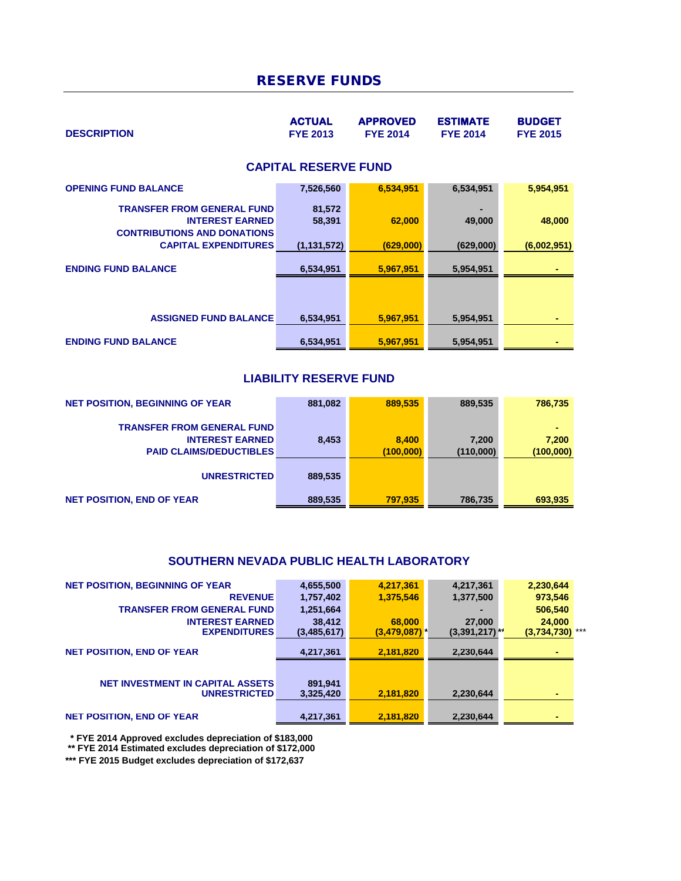# RESERVE FUNDS

| DESCRIPTION | ACTUAL FYE 2013 | APPROVED FYE 2014 | ESTIMATE FYE 2014 | BUDGET FYE 2015 |
|---|---|---|---|---|
| **CAPITAL RESERVE FUND** | | | | |
| OPENING FUND BALANCE | 7,526,560 | 6,534,951 | 6,534,951 | 5,954,951 |
| TRANSFER FROM GENERAL FUND | 81,572 | | - | |
| INTEREST EARNED | 58,391 | 62,000 | 49,000 | 48,000 |
| CONTRIBUTIONS AND DONATIONS | | | | |
| CAPITAL EXPENDITURES | (1,131,572) | (629,000) | (629,000) | (6,002,951) |
| ENDING FUND BALANCE | 6,534,951 | 5,967,951 | 5,954,951 | - |
| ASSIGNED FUND BALANCE | 6,534,951 | 5,967,951 | 5,954,951 | - |
| ENDING FUND BALANCE | 6,534,951 | 5,967,951 | 5,954,951 | - |
| **LIABILITY RESERVE FUND** | | | | |
| NET POSITION, BEGINNING OF YEAR | 881,082 | 889,535 | 889,535 | 786,735 |
| TRANSFER FROM GENERAL FUND | | | | - |
| INTEREST EARNED | 8,453 | 8,400 | 7,200 | 7,200 |
| PAID CLAIMS/DEDUCTIBLES | | (100,000) | (110,000) | (100,000) |
| UNRESTRICTED | 889,535 | | | |
| NET POSITION, END OF YEAR | 889,535 | 797,935 | 786,735 | 693,935 |
| **SOUTHERN NEVADA PUBLIC HEALTH LABORATORY** | | | | |
| NET POSITION, BEGINNING OF YEAR | 4,655,500 | 4,217,361 | 4,217,361 | 2,230,644 |
| REVENUE | 1,757,402 | 1,375,546 | 1,377,500 | 973,546 |
| TRANSFER FROM GENERAL FUND | 1,251,664 | | - | 506,540 |
| INTEREST EARNED | 38,412 | 68,000 | 27,000 | 24,000 |
| EXPENDITURES | (3,485,617) | (3,479,087) * | (3,391,217) ** | (3,734,730) *** |
| NET POSITION, END OF YEAR | 4,217,361 | 2,181,820 | 2,230,644 | - |
| NET INVESTMENT IN CAPITAL ASSETS | 891,941 | | | |
| UNRESTRICTED | 3,325,420 | 2,181,820 | 2,230,644 | - |
| NET POSITION, END OF YEAR | 4,217,361 | 2,181,820 | 2,230,644 | - |

\* FYE 2014 Approved excludes depreciation of $183,000

\** FYE 2014 Estimated excludes depreciation of $172,000

\*** FYE 2015 Budget excludes depreciation of $172,637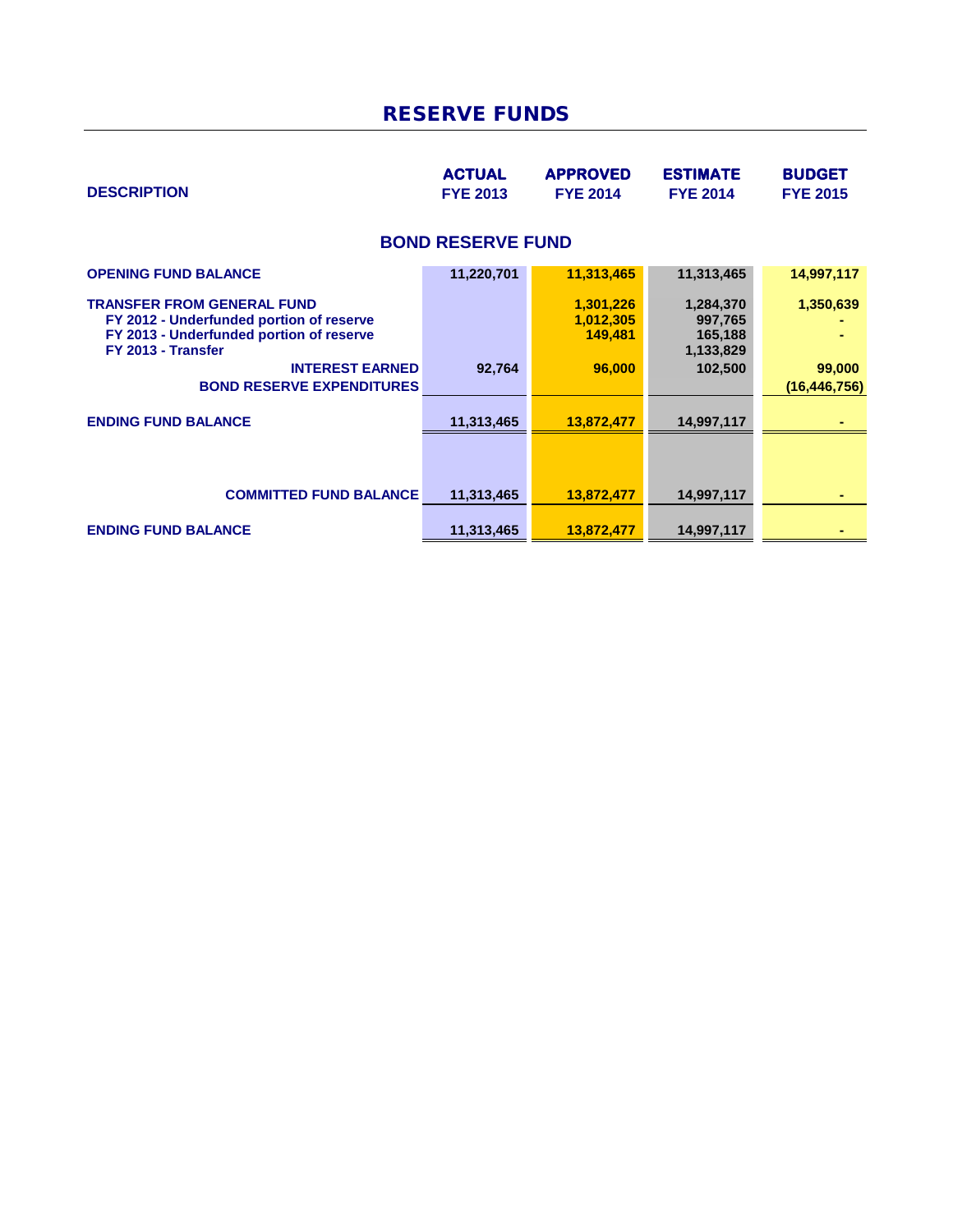# RESERVE FUNDS

| DESCRIPTION | ACTUAL FYE 2013 | APPROVED FYE 2014 | ESTIMATE FYE 2014 | BUDGET FYE 2015 |
|---|---|---|---|---|
| **BOND RESERVE FUND** | | | | |
| **OPENING FUND BALANCE** | 11,220,701 | 11,313,465 | 11,313,465 | 14,997,117 |
| **TRANSFER FROM GENERAL FUND** | | 1,301,226 | 1,284,370 | 1,350,639 |
| FY 2012 - Underfunded portion of reserve | | 1,012,305 | 997,765 | - |
| FY 2013 - Underfunded portion of reserve | | 149,481 | 165,188 | - |
| FY 2013 - Transfer | | | 1,133,829 | |
| **INTEREST EARNED** | 92,764 | 96,000 | 102,500 | 99,000 |
| **BOND RESERVE EXPENDITURES** | | | | (16,446,756) |
| **ENDING FUND BALANCE** | 11,313,465 | 13,872,477 | 14,997,117 | - |
| **COMMITTED FUND BALANCE** | 11,313,465 | 13,872,477 | 14,997,117 | - |
| **ENDING FUND BALANCE** | 11,313,465 | 13,872,477 | 14,997,117 | - |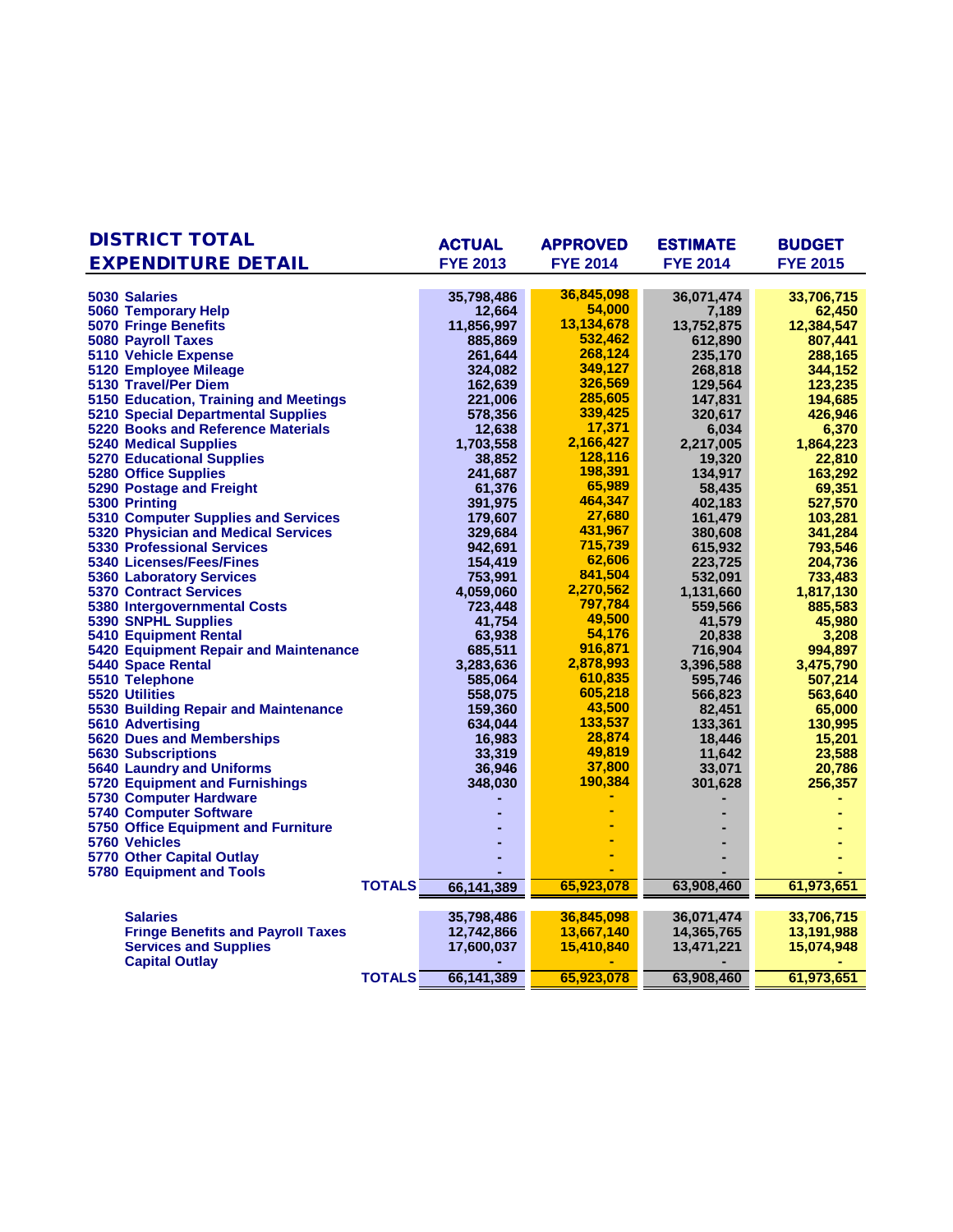## DISTRICT TOTAL EXPENDITURE DETAIL

| | ACTUAL FYE 2013 | APPROVED FYE 2014 | ESTIMATE FYE 2014 | BUDGET FYE 2015 |
|---|---|---|---|---|
| 5030 Salaries | 35,798,486 | 36,845,098 | 36,071,474 | 33,706,715 |
| 5060 Temporary Help | 12,664 | 54,000 | 7,189 | 62,450 |
| 5070 Fringe Benefits | 11,856,997 | 13,134,678 | 13,752,875 | 12,384,547 |
| 5080 Payroll Taxes | 885,869 | 532,462 | 612,890 | 807,441 |
| 5110 Vehicle Expense | 261,644 | 268,124 | 235,170 | 288,165 |
| 5120 Employee Mileage | 324,082 | 349,127 | 268,818 | 344,152 |
| 5130 Travel/Per Diem | 162,639 | 326,569 | 129,564 | 123,235 |
| 5150 Education, Training and Meetings | 221,006 | 285,605 | 147,831 | 194,685 |
| 5210 Special Departmental Supplies | 578,356 | 339,425 | 320,617 | 426,946 |
| 5220 Books and Reference Materials | 12,638 | 17,371 | 6,034 | 6,370 |
| 5240 Medical Supplies | 1,703,558 | 2,166,427 | 2,217,005 | 1,864,223 |
| 5270 Educational Supplies | 38,852 | 128,116 | 19,320 | 22,810 |
| 5280 Office Supplies | 241,687 | 198,391 | 134,917 | 163,292 |
| 5290 Postage and Freight | 61,376 | 65,989 | 58,435 | 69,351 |
| 5300 Printing | 391,975 | 464,347 | 402,183 | 527,570 |
| 5310 Computer Supplies and Services | 179,607 | 27,680 | 161,479 | 103,281 |
| 5320 Physician and Medical Services | 329,684 | 431,967 | 380,608 | 341,284 |
| 5330 Professional Services | 942,691 | 715,739 | 615,932 | 793,546 |
| 5340 Licenses/Fees/Fines | 154,419 | 62,606 | 223,725 | 204,736 |
| 5360 Laboratory Services | 753,991 | 841,504 | 532,091 | 733,483 |
| 5370 Contract Services | 4,059,060 | 2,270,562 | 1,131,660 | 1,817,130 |
| 5380 Intergovernmental Costs | 723,448 | 797,784 | 559,566 | 885,583 |
| 5390 SNPHL Supplies | 41,754 | 49,500 | 41,579 | 45,980 |
| 5410 Equipment Rental | 63,938 | 54,176 | 20,838 | 3,208 |
| 5420 Equipment Repair and Maintenance | 685,511 | 916,871 | 716,904 | 994,897 |
| 5440 Space Rental | 3,283,636 | 2,878,993 | 3,396,588 | 3,475,790 |
| 5510 Telephone | 585,064 | 610,835 | 595,746 | 507,214 |
| 5520 Utilities | 558,075 | 605,218 | 566,823 | 563,640 |
| 5530 Building Repair and Maintenance | 159,360 | 43,500 | 82,451 | 65,000 |
| 5610 Advertising | 634,044 | 133,537 | 133,361 | 130,995 |
| 5620 Dues and Memberships | 16,983 | 28,874 | 18,446 | 15,201 |
| 5630 Subscriptions | 33,319 | 49,819 | 11,642 | 23,588 |
| 5640 Laundry and Uniforms | 36,946 | 37,800 | 33,071 | 20,786 |
| 5720 Equipment and Furnishings | 348,030 | 190,384 | 301,628 | 256,357 |
| 5730 Computer Hardware | - | - | - | - |
| 5740 Computer Software | - | - | - | - |
| 5750 Office Equipment and Furniture | - | - | - | - |
| 5760 Vehicles | - | - | - | - |
| 5770 Other Capital Outlay | - | - | - | - |
| 5780 Equipment and Tools | - | - | - | - |
| **TOTALS** | 66,141,389 | 65,923,078 | 63,908,460 | 61,973,651 |

| | ACTUAL FYE 2013 | APPROVED FYE 2014 | ESTIMATE FYE 2014 | BUDGET FYE 2015 |
|---|---|---|---|---|
| Salaries | 35,798,486 | 36,845,098 | 36,071,474 | 33,706,715 |
| Fringe Benefits and Payroll Taxes | 12,742,866 | 13,667,140 | 14,365,765 | 13,191,988 |
| Services and Supplies | 17,600,037 | 15,410,840 | 13,471,221 | 15,074,948 |
| Capital Outlay | - | - | - | - |
| **TOTALS** | 66,141,389 | 65,923,078 | 63,908,460 | 61,973,651 |